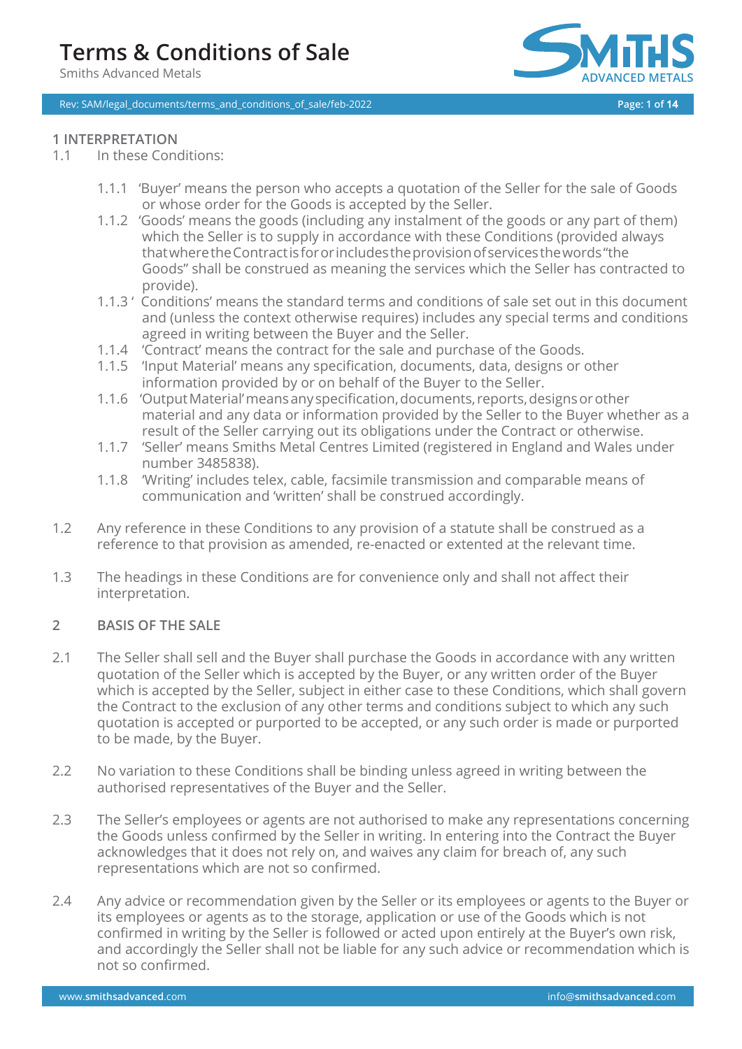# Terms & Conditions of Sale

Smiths Advanced Metals

Rev: SAM/legal_documents/terms_and_conditions_of_sale/feb-2022

## 1 INTERPRETATION

1.1 In these Conditions:

1.1.1 'Buyer' means the person who accepts a quotation of the Seller for the sale of Goods or whose order for the Goods is accepted by the Seller.

1.1.2 'Goods' means the goods (including any instalment of the goods or any part of them) which the Seller is to supply in accordance with these Conditions (provided always that where the Contract is for or includes the provision of services the words "the Goods" shall be construed as meaning the services which the Seller has contracted to provide).

1.1.3 ' Conditions' means the standard terms and conditions of sale set out in this document and (unless the context otherwise requires) includes any special terms and conditions agreed in writing between the Buyer and the Seller.

1.1.4 'Contract' means the contract for the sale and purchase of the Goods.

1.1.5 'Input Material' means any specification, documents, data, designs or other information provided by or on behalf of the Buyer to the Seller.

1.1.6 'Output Material' means any specification, documents, reports, designs or other material and any data or information provided by the Seller to the Buyer whether as a result of the Seller carrying out its obligations under the Contract or otherwise.

1.1.7 'Seller' means Smiths Metal Centres Limited (registered in England and Wales under number 3485838).

1.1.8 'Writing' includes telex, cable, facsimile transmission and comparable means of communication and 'written' shall be construed accordingly.

1.2 Any reference in these Conditions to any provision of a statute shall be construed as a reference to that provision as amended, re-enacted or extented at the relevant time.

1.3 The headings in these Conditions are for convenience only and shall not affect their interpretation.

## 2 BASIS OF THE SALE

2.1 The Seller shall sell and the Buyer shall purchase the Goods in accordance with any written quotation of the Seller which is accepted by the Buyer, or any written order of the Buyer which is accepted by the Seller, subject in either case to these Conditions, which shall govern the Contract to the exclusion of any other terms and conditions subject to which any such quotation is accepted or purported to be accepted, or any such order is made or purported to be made, by the Buyer.

2.2 No variation to these Conditions shall be binding unless agreed in writing between the authorised representatives of the Buyer and the Seller.

2.3 The Seller's employees or agents are not authorised to make any representations concerning the Goods unless confirmed by the Seller in writing. In entering into the Contract the Buyer acknowledges that it does not rely on, and waives any claim for breach of, any such representations which are not so confirmed.

2.4 Any advice or recommendation given by the Seller or its employees or agents to the Buyer or its employees or agents as to the storage, application or use of the Goods which is not confirmed in writing by the Seller is followed or acted upon entirely at the Buyer's own risk, and accordingly the Seller shall not be liable for any such advice or recommendation which is not so confirmed.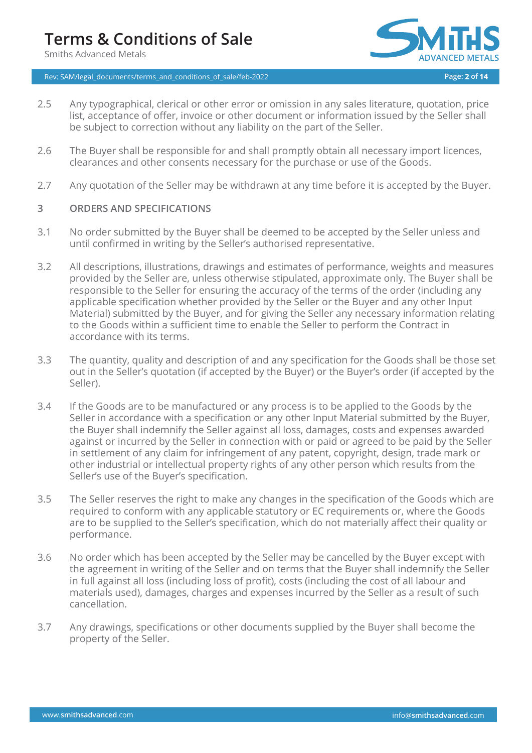2.5 Any typographical, clerical or other error or omission in any sales literature, quotation, price list, acceptance of offer, invoice or other document or information issued by the Seller shall be subject to correction without any liability on the part of the Seller.

2.6 The Buyer shall be responsible for and shall promptly obtain all necessary import licences, clearances and other consents necessary for the purchase or use of the Goods.

2.7 Any quotation of the Seller may be withdrawn at any time before it is accepted by the Buyer.

## 3 ORDERS AND SPECIFICATIONS

3.1 No order submitted by the Buyer shall be deemed to be accepted by the Seller unless and until confirmed in writing by the Seller's authorised representative.

3.2 All descriptions, illustrations, drawings and estimates of performance, weights and measures provided by the Seller are, unless otherwise stipulated, approximate only. The Buyer shall be responsible to the Seller for ensuring the accuracy of the terms of the order (including any applicable specification whether provided by the Seller or the Buyer and any other Input Material) submitted by the Buyer, and for giving the Seller any necessary information relating to the Goods within a sufficient time to enable the Seller to perform the Contract in accordance with its terms.

3.3 The quantity, quality and description of and any specification for the Goods shall be those set out in the Seller's quotation (if accepted by the Buyer) or the Buyer's order (if accepted by the Seller).

3.4 If the Goods are to be manufactured or any process is to be applied to the Goods by the Seller in accordance with a specification or any other Input Material submitted by the Buyer, the Buyer shall indemnify the Seller against all loss, damages, costs and expenses awarded against or incurred by the Seller in connection with or paid or agreed to be paid by the Seller in settlement of any claim for infringement of any patent, copyright, design, trade mark or other industrial or intellectual property rights of any other person which results from the Seller's use of the Buyer's specification.

3.5 The Seller reserves the right to make any changes in the specification of the Goods which are required to conform with any applicable statutory or EC requirements or, where the Goods are to be supplied to the Seller's specification, which do not materially affect their quality or performance.

3.6 No order which has been accepted by the Seller may be cancelled by the Buyer except with the agreement in writing of the Seller and on terms that the Buyer shall indemnify the Seller in full against all loss (including loss of profit), costs (including the cost of all labour and materials used), damages, charges and expenses incurred by the Seller as a result of such cancellation.

3.7 Any drawings, specifications or other documents supplied by the Buyer shall become the property of the Seller.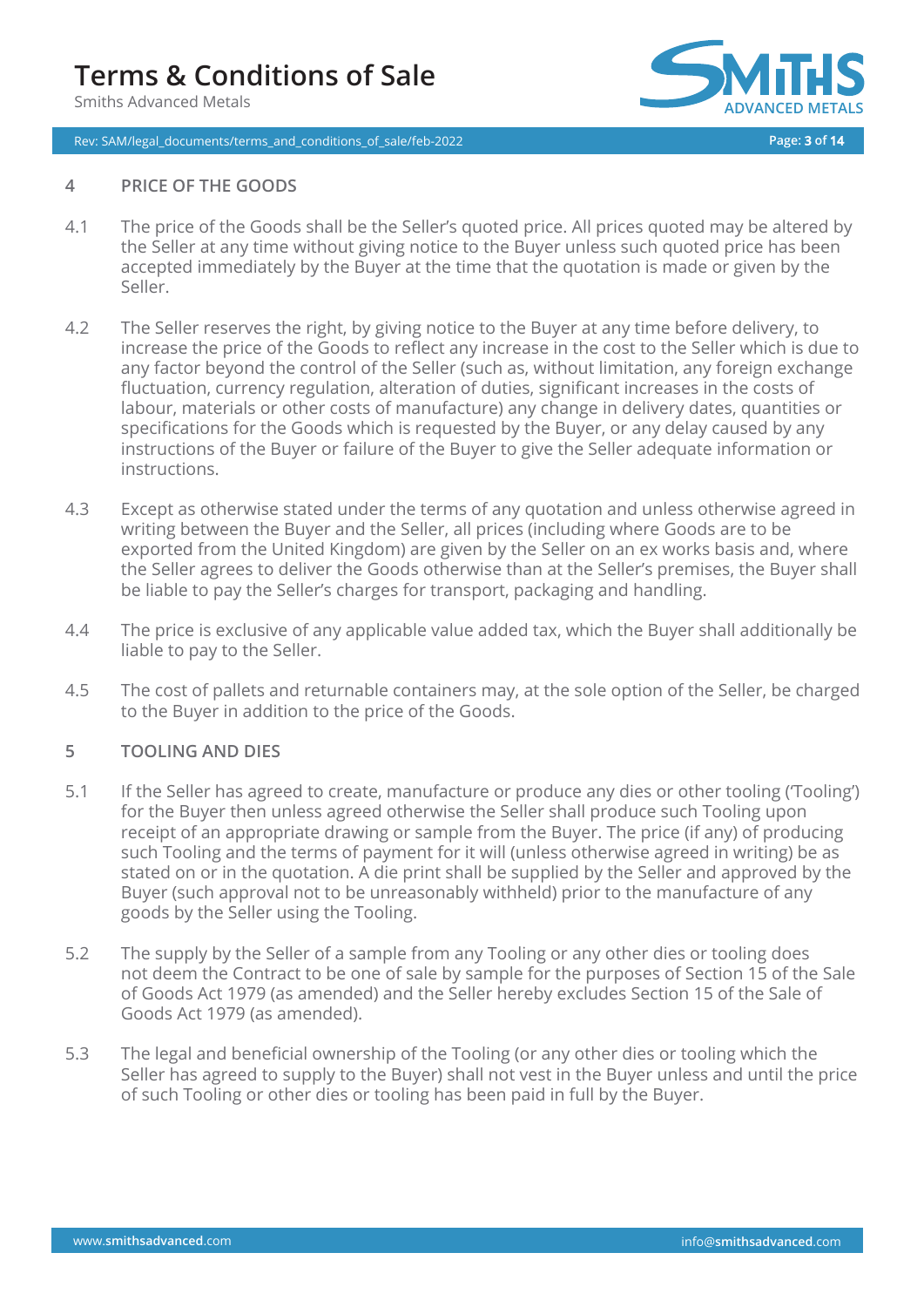## 4 PRICE OF THE GOODS

4.1 The price of the Goods shall be the Seller's quoted price. All prices quoted may be altered by the Seller at any time without giving notice to the Buyer unless such quoted price has been accepted immediately by the Buyer at the time that the quotation is made or given by the Seller.

4.2 The Seller reserves the right, by giving notice to the Buyer at any time before delivery, to increase the price of the Goods to reflect any increase in the cost to the Seller which is due to any factor beyond the control of the Seller (such as, without limitation, any foreign exchange fluctuation, currency regulation, alteration of duties, significant increases in the costs of labour, materials or other costs of manufacture) any change in delivery dates, quantities or specifications for the Goods which is requested by the Buyer, or any delay caused by any instructions of the Buyer or failure of the Buyer to give the Seller adequate information or instructions.

4.3 Except as otherwise stated under the terms of any quotation and unless otherwise agreed in writing between the Buyer and the Seller, all prices (including where Goods are to be exported from the United Kingdom) are given by the Seller on an ex works basis and, where the Seller agrees to deliver the Goods otherwise than at the Seller's premises, the Buyer shall be liable to pay the Seller's charges for transport, packaging and handling.

4.4 The price is exclusive of any applicable value added tax, which the Buyer shall additionally be liable to pay to the Seller.

4.5 The cost of pallets and returnable containers may, at the sole option of the Seller, be charged to the Buyer in addition to the price of the Goods.

## 5 TOOLING AND DIES

5.1 If the Seller has agreed to create, manufacture or produce any dies or other tooling ('Tooling') for the Buyer then unless agreed otherwise the Seller shall produce such Tooling upon receipt of an appropriate drawing or sample from the Buyer. The price (if any) of producing such Tooling and the terms of payment for it will (unless otherwise agreed in writing) be as stated on or in the quotation. A die print shall be supplied by the Seller and approved by the Buyer (such approval not to be unreasonably withheld) prior to the manufacture of any goods by the Seller using the Tooling.

5.2 The supply by the Seller of a sample from any Tooling or any other dies or tooling does not deem the Contract to be one of sale by sample for the purposes of Section 15 of the Sale of Goods Act 1979 (as amended) and the Seller hereby excludes Section 15 of the Sale of Goods Act 1979 (as amended).

5.3 The legal and beneficial ownership of the Tooling (or any other dies or tooling which the Seller has agreed to supply to the Buyer) shall not vest in the Buyer unless and until the price of such Tooling or other dies or tooling has been paid in full by the Buyer.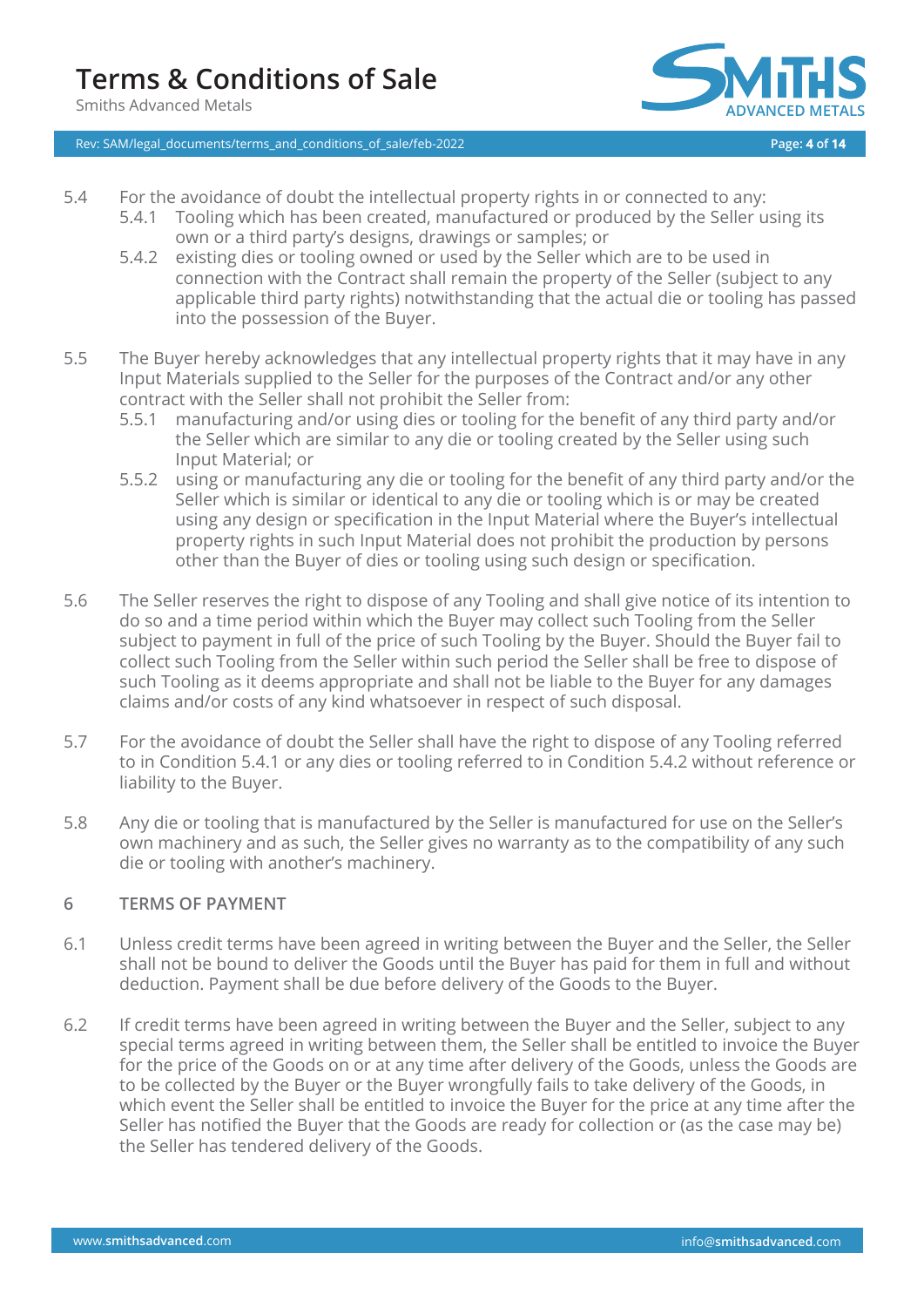5.4 For the avoidance of doubt the intellectual property rights in or connected to any:

  5.4.1 Tooling which has been created, manufactured or produced by the Seller using its own or a third party's designs, drawings or samples; or

  5.4.2 existing dies or tooling owned or used by the Seller which are to be used in connection with the Contract shall remain the property of the Seller (subject to any applicable third party rights) notwithstanding that the actual die or tooling has passed into the possession of the Buyer.

5.5 The Buyer hereby acknowledges that any intellectual property rights that it may have in any Input Materials supplied to the Seller for the purposes of the Contract and/or any other contract with the Seller shall not prohibit the Seller from:

  5.5.1 manufacturing and/or using dies or tooling for the benefit of any third party and/or the Seller which are similar to any die or tooling created by the Seller using such Input Material; or

  5.5.2 using or manufacturing any die or tooling for the benefit of any third party and/or the Seller which is similar or identical to any die or tooling which is or may be created using any design or specification in the Input Material where the Buyer's intellectual property rights in such Input Material does not prohibit the production by persons other than the Buyer of dies or tooling using such design or specification.

5.6 The Seller reserves the right to dispose of any Tooling and shall give notice of its intention to do so and a time period within which the Buyer may collect such Tooling from the Seller subject to payment in full of the price of such Tooling by the Buyer. Should the Buyer fail to collect such Tooling from the Seller within such period the Seller shall be free to dispose of such Tooling as it deems appropriate and shall not be liable to the Buyer for any damages claims and/or costs of any kind whatsoever in respect of such disposal.

5.7 For the avoidance of doubt the Seller shall have the right to dispose of any Tooling referred to in Condition 5.4.1 or any dies or tooling referred to in Condition 5.4.2 without reference or liability to the Buyer.

5.8 Any die or tooling that is manufactured by the Seller is manufactured for use on the Seller's own machinery and as such, the Seller gives no warranty as to the compatibility of any such die or tooling with another's machinery.

## 6 TERMS OF PAYMENT

6.1 Unless credit terms have been agreed in writing between the Buyer and the Seller, the Seller shall not be bound to deliver the Goods until the Buyer has paid for them in full and without deduction. Payment shall be due before delivery of the Goods to the Buyer.

6.2 If credit terms have been agreed in writing between the Buyer and the Seller, subject to any special terms agreed in writing between them, the Seller shall be entitled to invoice the Buyer for the price of the Goods on or at any time after delivery of the Goods, unless the Goods are to be collected by the Buyer or the Buyer wrongfully fails to take delivery of the Goods, in which event the Seller shall be entitled to invoice the Buyer for the price at any time after the Seller has notified the Buyer that the Goods are ready for collection or (as the case may be) the Seller has tendered delivery of the Goods.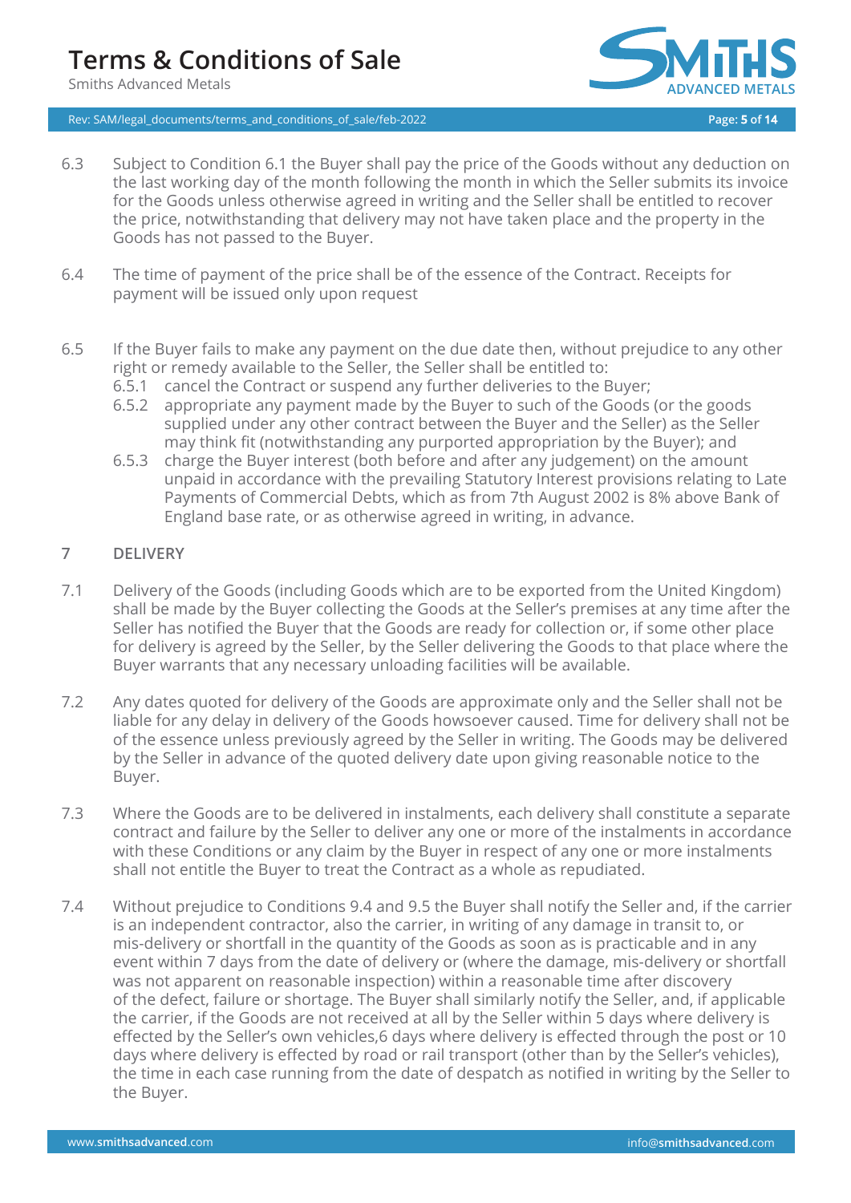6.3 Subject to Condition 6.1 the Buyer shall pay the price of the Goods without any deduction on the last working day of the month following the month in which the Seller submits its invoice for the Goods unless otherwise agreed in writing and the Seller shall be entitled to recover the price, notwithstanding that delivery may not have taken place and the property in the Goods has not passed to the Buyer.

6.4 The time of payment of the price shall be of the essence of the Contract. Receipts for payment will be issued only upon request

6.5 If the Buyer fails to make any payment on the due date then, without prejudice to any other right or remedy available to the Seller, the Seller shall be entitled to:

- 6.5.1 cancel the Contract or suspend any further deliveries to the Buyer;
- 6.5.2 appropriate any payment made by the Buyer to such of the Goods (or the goods supplied under any other contract between the Buyer and the Seller) as the Seller may think fit (notwithstanding any purported appropriation by the Buyer); and
- 6.5.3 charge the Buyer interest (both before and after any judgement) on the amount unpaid in accordance with the prevailing Statutory Interest provisions relating to Late Payments of Commercial Debts, which as from 7th August 2002 is 8% above Bank of England base rate, or as otherwise agreed in writing, in advance.

## 7 DELIVERY

7.1 Delivery of the Goods (including Goods which are to be exported from the United Kingdom) shall be made by the Buyer collecting the Goods at the Seller's premises at any time after the Seller has notified the Buyer that the Goods are ready for collection or, if some other place for delivery is agreed by the Seller, by the Seller delivering the Goods to that place where the Buyer warrants that any necessary unloading facilities will be available.

7.2 Any dates quoted for delivery of the Goods are approximate only and the Seller shall not be liable for any delay in delivery of the Goods howsoever caused. Time for delivery shall not be of the essence unless previously agreed by the Seller in writing. The Goods may be delivered by the Seller in advance of the quoted delivery date upon giving reasonable notice to the Buyer.

7.3 Where the Goods are to be delivered in instalments, each delivery shall constitute a separate contract and failure by the Seller to deliver any one or more of the instalments in accordance with these Conditions or any claim by the Buyer in respect of any one or more instalments shall not entitle the Buyer to treat the Contract as a whole as repudiated.

7.4 Without prejudice to Conditions 9.4 and 9.5 the Buyer shall notify the Seller and, if the carrier is an independent contractor, also the carrier, in writing of any damage in transit to, or mis-delivery or shortfall in the quantity of the Goods as soon as is practicable and in any event within 7 days from the date of delivery or (where the damage, mis-delivery or shortfall was not apparent on reasonable inspection) within a reasonable time after discovery of the defect, failure or shortage. The Buyer shall similarly notify the Seller, and, if applicable the carrier, if the Goods are not received at all by the Seller within 5 days where delivery is effected by the Seller's own vehicles,6 days where delivery is effected through the post or 10 days where delivery is effected by road or rail transport (other than by the Seller's vehicles), the time in each case running from the date of despatch as notified in writing by the Seller to the Buyer.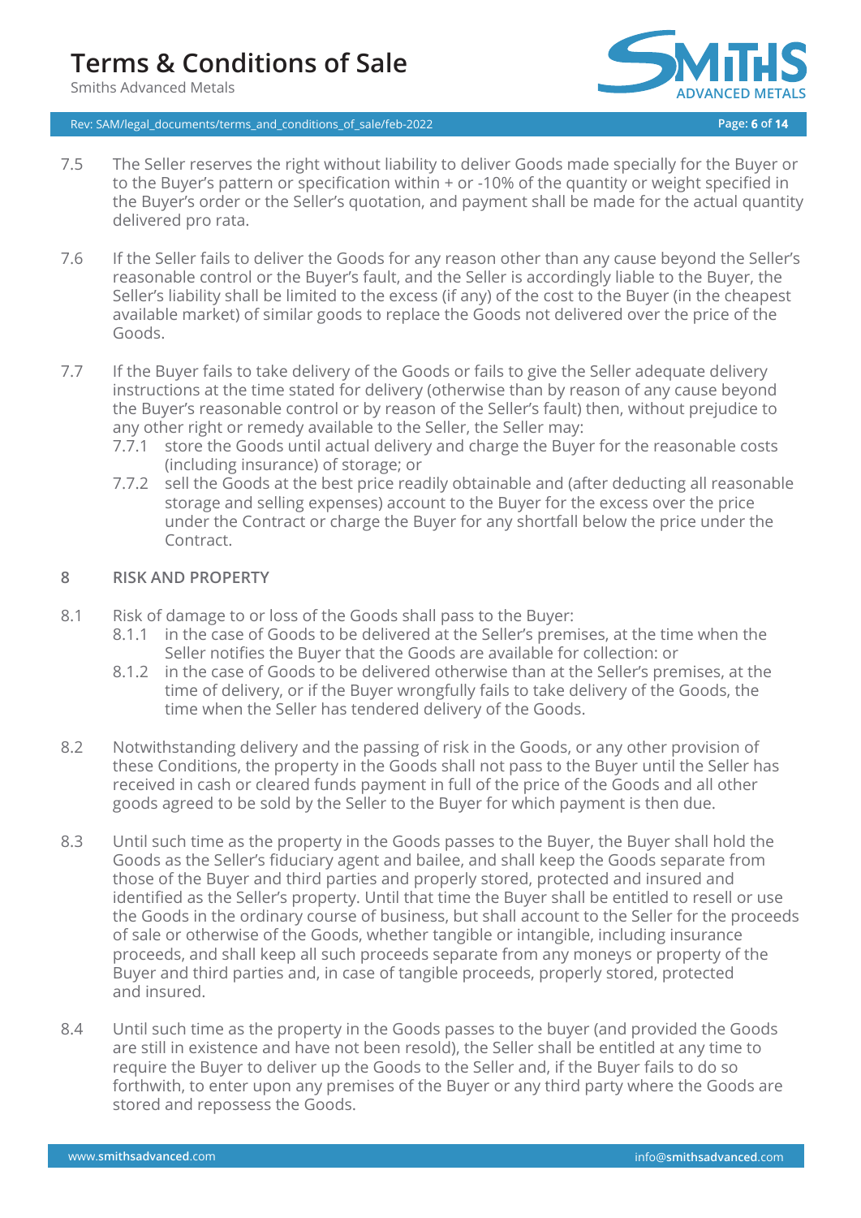7.5 The Seller reserves the right without liability to deliver Goods made specially for the Buyer or to the Buyer's pattern or specification within + or -10% of the quantity or weight specified in the Buyer's order or the Seller's quotation, and payment shall be made for the actual quantity delivered pro rata.

7.6 If the Seller fails to deliver the Goods for any reason other than any cause beyond the Seller's reasonable control or the Buyer's fault, and the Seller is accordingly liable to the Buyer, the Seller's liability shall be limited to the excess (if any) of the cost to the Buyer (in the cheapest available market) of similar goods to replace the Goods not delivered over the price of the Goods.

7.7 If the Buyer fails to take delivery of the Goods or fails to give the Seller adequate delivery instructions at the time stated for delivery (otherwise than by reason of any cause beyond the Buyer's reasonable control or by reason of the Seller's fault) then, without prejudice to any other right or remedy available to the Seller, the Seller may:

7.7.1 store the Goods until actual delivery and charge the Buyer for the reasonable costs (including insurance) of storage; or

7.7.2 sell the Goods at the best price readily obtainable and (after deducting all reasonable storage and selling expenses) account to the Buyer for the excess over the price under the Contract or charge the Buyer for any shortfall below the price under the Contract.

## 8 RISK AND PROPERTY

8.1 Risk of damage to or loss of the Goods shall pass to the Buyer:

8.1.1 in the case of Goods to be delivered at the Seller's premises, at the time when the Seller notifies the Buyer that the Goods are available for collection: or

8.1.2 in the case of Goods to be delivered otherwise than at the Seller's premises, at the time of delivery, or if the Buyer wrongfully fails to take delivery of the Goods, the time when the Seller has tendered delivery of the Goods.

8.2 Notwithstanding delivery and the passing of risk in the Goods, or any other provision of these Conditions, the property in the Goods shall not pass to the Buyer until the Seller has received in cash or cleared funds payment in full of the price of the Goods and all other goods agreed to be sold by the Seller to the Buyer for which payment is then due.

8.3 Until such time as the property in the Goods passes to the Buyer, the Buyer shall hold the Goods as the Seller's fiduciary agent and bailee, and shall keep the Goods separate from those of the Buyer and third parties and properly stored, protected and insured and identified as the Seller's property. Until that time the Buyer shall be entitled to resell or use the Goods in the ordinary course of business, but shall account to the Seller for the proceeds of sale or otherwise of the Goods, whether tangible or intangible, including insurance proceeds, and shall keep all such proceeds separate from any moneys or property of the Buyer and third parties and, in case of tangible proceeds, properly stored, protected and insured.

8.4 Until such time as the property in the Goods passes to the buyer (and provided the Goods are still in existence and have not been resold), the Seller shall be entitled at any time to require the Buyer to deliver up the Goods to the Seller and, if the Buyer fails to do so forthwith, to enter upon any premises of the Buyer or any third party where the Goods are stored and repossess the Goods.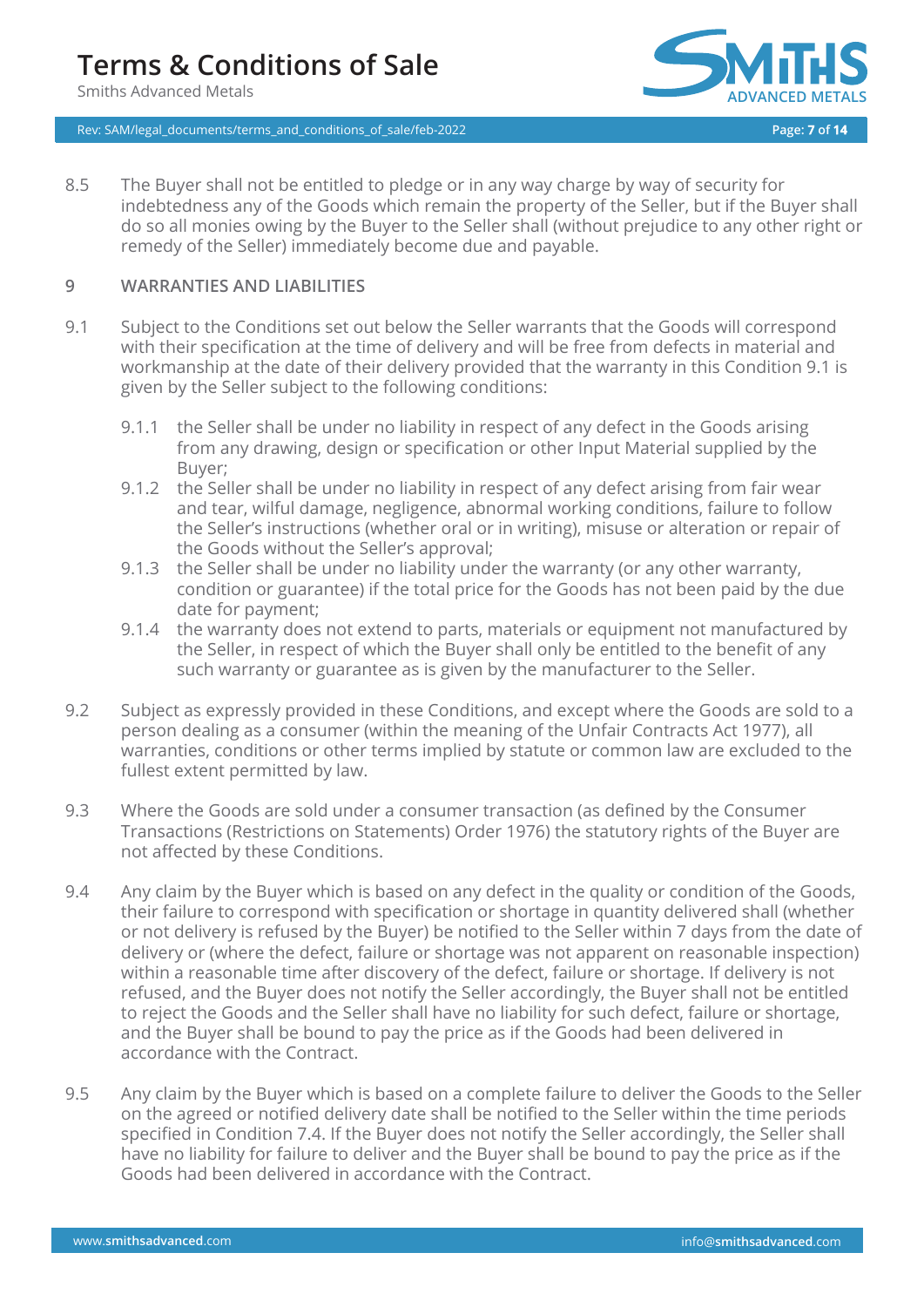8.5 The Buyer shall not be entitled to pledge or in any way charge by way of security for indebtedness any of the Goods which remain the property of the Seller, but if the Buyer shall do so all monies owing by the Buyer to the Seller shall (without prejudice to any other right or remedy of the Seller) immediately become due and payable.

## 9 WARRANTIES AND LIABILITIES

9.1 Subject to the Conditions set out below the Seller warrants that the Goods will correspond with their specification at the time of delivery and will be free from defects in material and workmanship at the date of their delivery provided that the warranty in this Condition 9.1 is given by the Seller subject to the following conditions:

- 9.1.1 the Seller shall be under no liability in respect of any defect in the Goods arising from any drawing, design or specification or other Input Material supplied by the Buyer;
- 9.1.2 the Seller shall be under no liability in respect of any defect arising from fair wear and tear, wilful damage, negligence, abnormal working conditions, failure to follow the Seller's instructions (whether oral or in writing), misuse or alteration or repair of the Goods without the Seller's approval;
- 9.1.3 the Seller shall be under no liability under the warranty (or any other warranty, condition or guarantee) if the total price for the Goods has not been paid by the due date for payment;
- 9.1.4 the warranty does not extend to parts, materials or equipment not manufactured by the Seller, in respect of which the Buyer shall only be entitled to the benefit of any such warranty or guarantee as is given by the manufacturer to the Seller.

9.2 Subject as expressly provided in these Conditions, and except where the Goods are sold to a person dealing as a consumer (within the meaning of the Unfair Contracts Act 1977), all warranties, conditions or other terms implied by statute or common law are excluded to the fullest extent permitted by law.

9.3 Where the Goods are sold under a consumer transaction (as defined by the Consumer Transactions (Restrictions on Statements) Order 1976) the statutory rights of the Buyer are not affected by these Conditions.

9.4 Any claim by the Buyer which is based on any defect in the quality or condition of the Goods, their failure to correspond with specification or shortage in quantity delivered shall (whether or not delivery is refused by the Buyer) be notified to the Seller within 7 days from the date of delivery or (where the defect, failure or shortage was not apparent on reasonable inspection) within a reasonable time after discovery of the defect, failure or shortage. If delivery is not refused, and the Buyer does not notify the Seller accordingly, the Buyer shall not be entitled to reject the Goods and the Seller shall have no liability for such defect, failure or shortage, and the Buyer shall be bound to pay the price as if the Goods had been delivered in accordance with the Contract.

9.5 Any claim by the Buyer which is based on a complete failure to deliver the Goods to the Seller on the agreed or notified delivery date shall be notified to the Seller within the time periods specified in Condition 7.4. If the Buyer does not notify the Seller accordingly, the Seller shall have no liability for failure to deliver and the Buyer shall be bound to pay the price as if the Goods had been delivered in accordance with the Contract.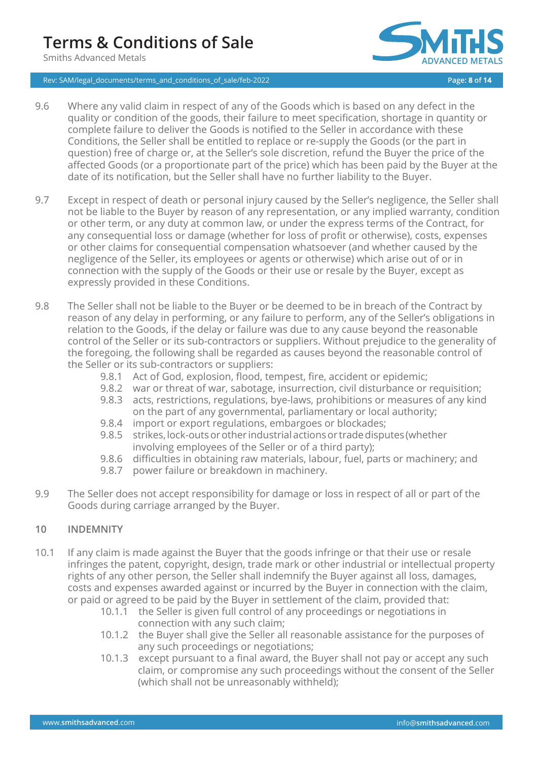9.6 Where any valid claim in respect of any of the Goods which is based on any defect in the quality or condition of the goods, their failure to meet specification, shortage in quantity or complete failure to deliver the Goods is notified to the Seller in accordance with these Conditions, the Seller shall be entitled to replace or re-supply the Goods (or the part in question) free of charge or, at the Seller's sole discretion, refund the Buyer the price of the affected Goods (or a proportionate part of the price) which has been paid by the Buyer at the date of its notification, but the Seller shall have no further liability to the Buyer.

9.7 Except in respect of death or personal injury caused by the Seller's negligence, the Seller shall not be liable to the Buyer by reason of any representation, or any implied warranty, condition or other term, or any duty at common law, or under the express terms of the Contract, for any consequential loss or damage (whether for loss of profit or otherwise), costs, expenses or other claims for consequential compensation whatsoever (and whether caused by the negligence of the Seller, its employees or agents or otherwise) which arise out of or in connection with the supply of the Goods or their use or resale by the Buyer, except as expressly provided in these Conditions.

9.8 The Seller shall not be liable to the Buyer or be deemed to be in breach of the Contract by reason of any delay in performing, or any failure to perform, any of the Seller's obligations in relation to the Goods, if the delay or failure was due to any cause beyond the reasonable control of the Seller or its sub-contractors or suppliers. Without prejudice to the generality of the foregoing, the following shall be regarded as causes beyond the reasonable control of the Seller or its sub-contractors or suppliers:

- 9.8.1 Act of God, explosion, flood, tempest, fire, accident or epidemic;
- 9.8.2 war or threat of war, sabotage, insurrection, civil disturbance or requisition;
- 9.8.3 acts, restrictions, regulations, bye-laws, prohibitions or measures of any kind on the part of any governmental, parliamentary or local authority;
- 9.8.4 import or export regulations, embargoes or blockades;
- 9.8.5 strikes, lock-outs or other industrial actions or trade disputes (whether involving employees of the Seller or of a third party);
- 9.8.6 difficulties in obtaining raw materials, labour, fuel, parts or machinery; and
- 9.8.7 power failure or breakdown in machinery.

9.9 The Seller does not accept responsibility for damage or loss in respect of all or part of the Goods during carriage arranged by the Buyer.

## 10 INDEMNITY

10.1 If any claim is made against the Buyer that the goods infringe or that their use or resale infringes the patent, copyright, design, trade mark or other industrial or intellectual property rights of any other person, the Seller shall indemnify the Buyer against all loss, damages, costs and expenses awarded against or incurred by the Buyer in connection with the claim, or paid or agreed to be paid by the Buyer in settlement of the claim, provided that:

- 10.1.1 the Seller is given full control of any proceedings or negotiations in connection with any such claim;
- 10.1.2 the Buyer shall give the Seller all reasonable assistance for the purposes of any such proceedings or negotiations;
- 10.1.3 except pursuant to a final award, the Buyer shall not pay or accept any such claim, or compromise any such proceedings without the consent of the Seller (which shall not be unreasonably withheld);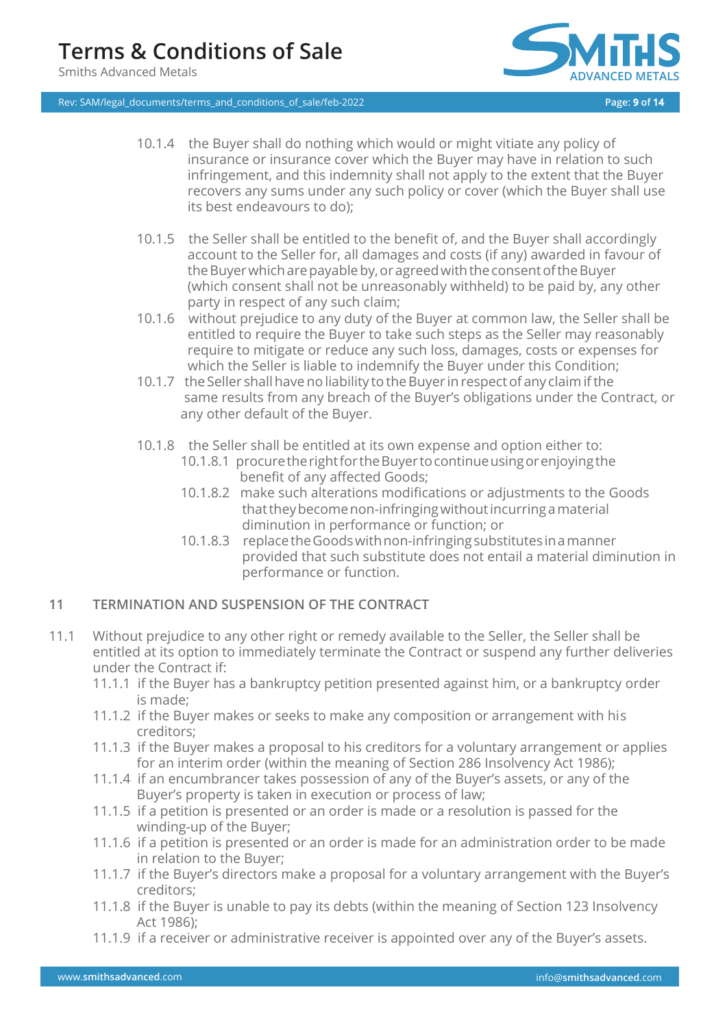10.1.4 the Buyer shall do nothing which would or might vitiate any policy of insurance or insurance cover which the Buyer may have in relation to such infringement, and this indemnity shall not apply to the extent that the Buyer recovers any sums under any such policy or cover (which the Buyer shall use its best endeavours to do);

10.1.5 the Seller shall be entitled to the benefit of, and the Buyer shall accordingly account to the Seller for, all damages and costs (if any) awarded in favour of the Buyer which are payable by, or agreed with the consent of the Buyer (which consent shall not be unreasonably withheld) to be paid by, any other party in respect of any such claim;

10.1.6 without prejudice to any duty of the Buyer at common law, the Seller shall be entitled to require the Buyer to take such steps as the Seller may reasonably require to mitigate or reduce any such loss, damages, costs or expenses for which the Seller is liable to indemnify the Buyer under this Condition;

10.1.7 the Seller shall have no liability to the Buyer in respect of any claim if the same results from any breach of the Buyer's obligations under the Contract, or any other default of the Buyer.

10.1.8 the Seller shall be entitled at its own expense and option either to:

- 10.1.8.1 procure the right for the Buyer to continue using or enjoying the benefit of any affected Goods;
- 10.1.8.2 make such alterations modifications or adjustments to the Goods that they become non-infringing without incurring a material diminution in performance or function; or
- 10.1.8.3 replace the Goods with non-infringing substitutes in a manner provided that such substitute does not entail a material diminution in performance or function.

## 11 TERMINATION AND SUSPENSION OF THE CONTRACT

11.1 Without prejudice to any other right or remedy available to the Seller, the Seller shall be entitled at its option to immediately terminate the Contract or suspend any further deliveries under the Contract if:

- 11.1.1 if the Buyer has a bankruptcy petition presented against him, or a bankruptcy order is made;
- 11.1.2 if the Buyer makes or seeks to make any composition or arrangement with his creditors;
- 11.1.3 if the Buyer makes a proposal to his creditors for a voluntary arrangement or applies for an interim order (within the meaning of Section 286 Insolvency Act 1986);
- 11.1.4 if an encumbrancer takes possession of any of the Buyer's assets, or any of the Buyer's property is taken in execution or process of law;
- 11.1.5 if a petition is presented or an order is made or a resolution is passed for the winding-up of the Buyer;
- 11.1.6 if a petition is presented or an order is made for an administration order to be made in relation to the Buyer;
- 11.1.7 if the Buyer's directors make a proposal for a voluntary arrangement with the Buyer's creditors;
- 11.1.8 if the Buyer is unable to pay its debts (within the meaning of Section 123 Insolvency Act 1986);
- 11.1.9 if a receiver or administrative receiver is appointed over any of the Buyer's assets.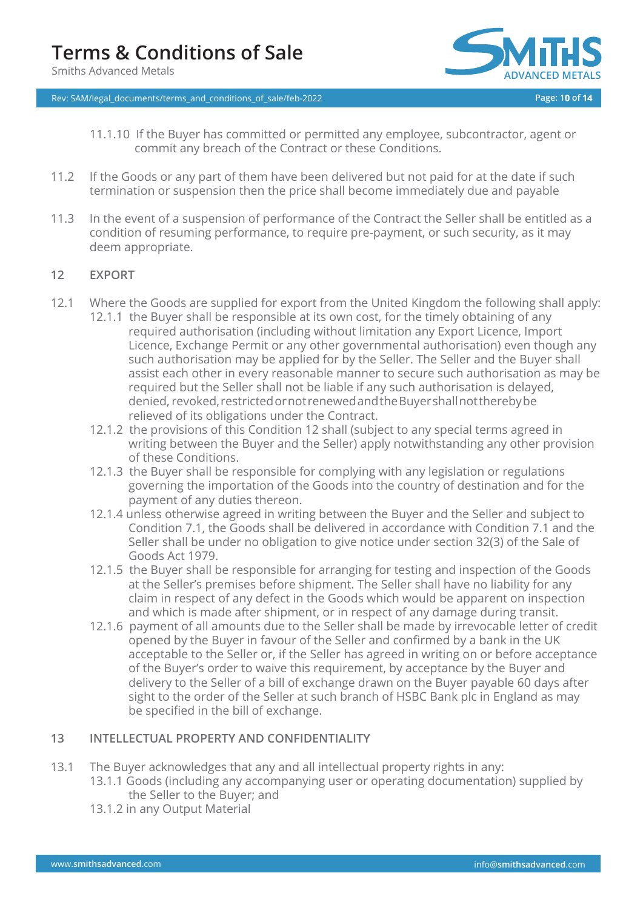11.1.10 If the Buyer has committed or permitted any employee, subcontractor, agent or commit any breach of the Contract or these Conditions.

11.2 If the Goods or any part of them have been delivered but not paid for at the date if such termination or suspension then the price shall become immediately due and payable

11.3 In the event of a suspension of performance of the Contract the Seller shall be entitled as a condition of resuming performance, to require pre-payment, or such security, as it may deem appropriate.

## 12 EXPORT

12.1 Where the Goods are supplied for export from the United Kingdom the following shall apply:

12.1.1 the Buyer shall be responsible at its own cost, for the timely obtaining of any required authorisation (including without limitation any Export Licence, Import Licence, Exchange Permit or any other governmental authorisation) even though any such authorisation may be applied for by the Seller. The Seller and the Buyer shall assist each other in every reasonable manner to secure such authorisation as may be required but the Seller shall not be liable if any such authorisation is delayed, denied, revoked, restricted or not renewed and the Buyer shall not thereby be relieved of its obligations under the Contract.

12.1.2 the provisions of this Condition 12 shall (subject to any special terms agreed in writing between the Buyer and the Seller) apply notwithstanding any other provision of these Conditions.

12.1.3 the Buyer shall be responsible for complying with any legislation or regulations governing the importation of the Goods into the country of destination and for the payment of any duties thereon.

12.1.4 unless otherwise agreed in writing between the Buyer and the Seller and subject to Condition 7.1, the Goods shall be delivered in accordance with Condition 7.1 and the Seller shall be under no obligation to give notice under section 32(3) of the Sale of Goods Act 1979.

12.1.5 the Buyer shall be responsible for arranging for testing and inspection of the Goods at the Seller's premises before shipment. The Seller shall have no liability for any claim in respect of any defect in the Goods which would be apparent on inspection and which is made after shipment, or in respect of any damage during transit.

12.1.6 payment of all amounts due to the Seller shall be made by irrevocable letter of credit opened by the Buyer in favour of the Seller and confirmed by a bank in the UK acceptable to the Seller or, if the Seller has agreed in writing on or before acceptance of the Buyer's order to waive this requirement, by acceptance by the Buyer and delivery to the Seller of a bill of exchange drawn on the Buyer payable 60 days after sight to the order of the Seller at such branch of HSBC Bank plc in England as may be specified in the bill of exchange.

## 13 INTELLECTUAL PROPERTY AND CONFIDENTIALITY

13.1 The Buyer acknowledges that any and all intellectual property rights in any:

13.1.1 Goods (including any accompanying user or operating documentation) supplied by the Seller to the Buyer; and

13.1.2 in any Output Material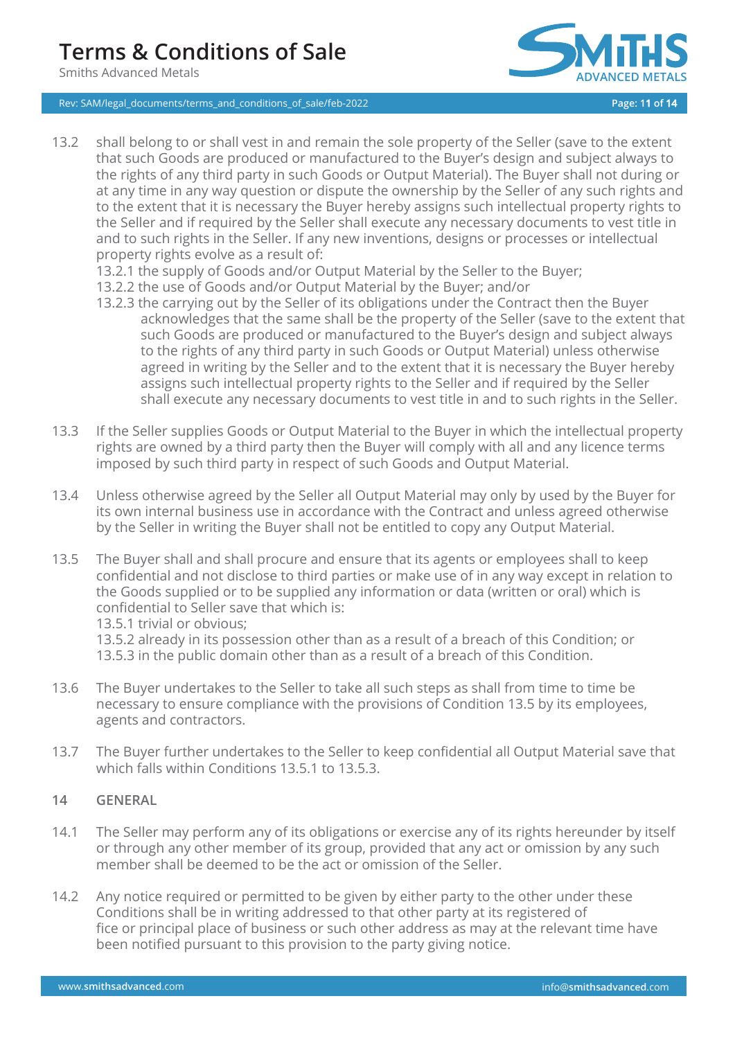13.2 shall belong to or shall vest in and remain the sole property of the Seller (save to the extent that such Goods are produced or manufactured to the Buyer's design and subject always to the rights of any third party in such Goods or Output Material). The Buyer shall not during or at any time in any way question or dispute the ownership by the Seller of any such rights and to the extent that it is necessary the Buyer hereby assigns such intellectual property rights to the Seller and if required by the Seller shall execute any necessary documents to vest title in and to such rights in the Seller. If any new inventions, designs or processes or intellectual property rights evolve as a result of:

13.2.1 the supply of Goods and/or Output Material by the Seller to the Buyer;

13.2.2 the use of Goods and/or Output Material by the Buyer; and/or

13.2.3 the carrying out by the Seller of its obligations under the Contract then the Buyer acknowledges that the same shall be the property of the Seller (save to the extent that such Goods are produced or manufactured to the Buyer's design and subject always to the rights of any third party in such Goods or Output Material) unless otherwise agreed in writing by the Seller and to the extent that it is necessary the Buyer hereby assigns such intellectual property rights to the Seller and if required by the Seller shall execute any necessary documents to vest title in and to such rights in the Seller.

13.3 If the Seller supplies Goods or Output Material to the Buyer in which the intellectual property rights are owned by a third party then the Buyer will comply with all and any licence terms imposed by such third party in respect of such Goods and Output Material.

13.4 Unless otherwise agreed by the Seller all Output Material may only by used by the Buyer for its own internal business use in accordance with the Contract and unless agreed otherwise by the Seller in writing the Buyer shall not be entitled to copy any Output Material.

13.5 The Buyer shall and shall procure and ensure that its agents or employees shall to keep confidential and not disclose to third parties or make use of in any way except in relation to the Goods supplied or to be supplied any information or data (written or oral) which is confidential to Seller save that which is:

13.5.1 trivial or obvious;

13.5.2 already in its possession other than as a result of a breach of this Condition; or

13.5.3 in the public domain other than as a result of a breach of this Condition.

13.6 The Buyer undertakes to the Seller to take all such steps as shall from time to time be necessary to ensure compliance with the provisions of Condition 13.5 by its employees, agents and contractors.

13.7 The Buyer further undertakes to the Seller to keep confidential all Output Material save that which falls within Conditions 13.5.1 to 13.5.3.

## 14 GENERAL

14.1 The Seller may perform any of its obligations or exercise any of its rights hereunder by itself or through any other member of its group, provided that any act or omission by any such member shall be deemed to be the act or omission of the Seller.

14.2 Any notice required or permitted to be given by either party to the other under these Conditions shall be in writing addressed to that other party at its registered of fice or principal place of business or such other address as may at the relevant time have been notified pursuant to this provision to the party giving notice.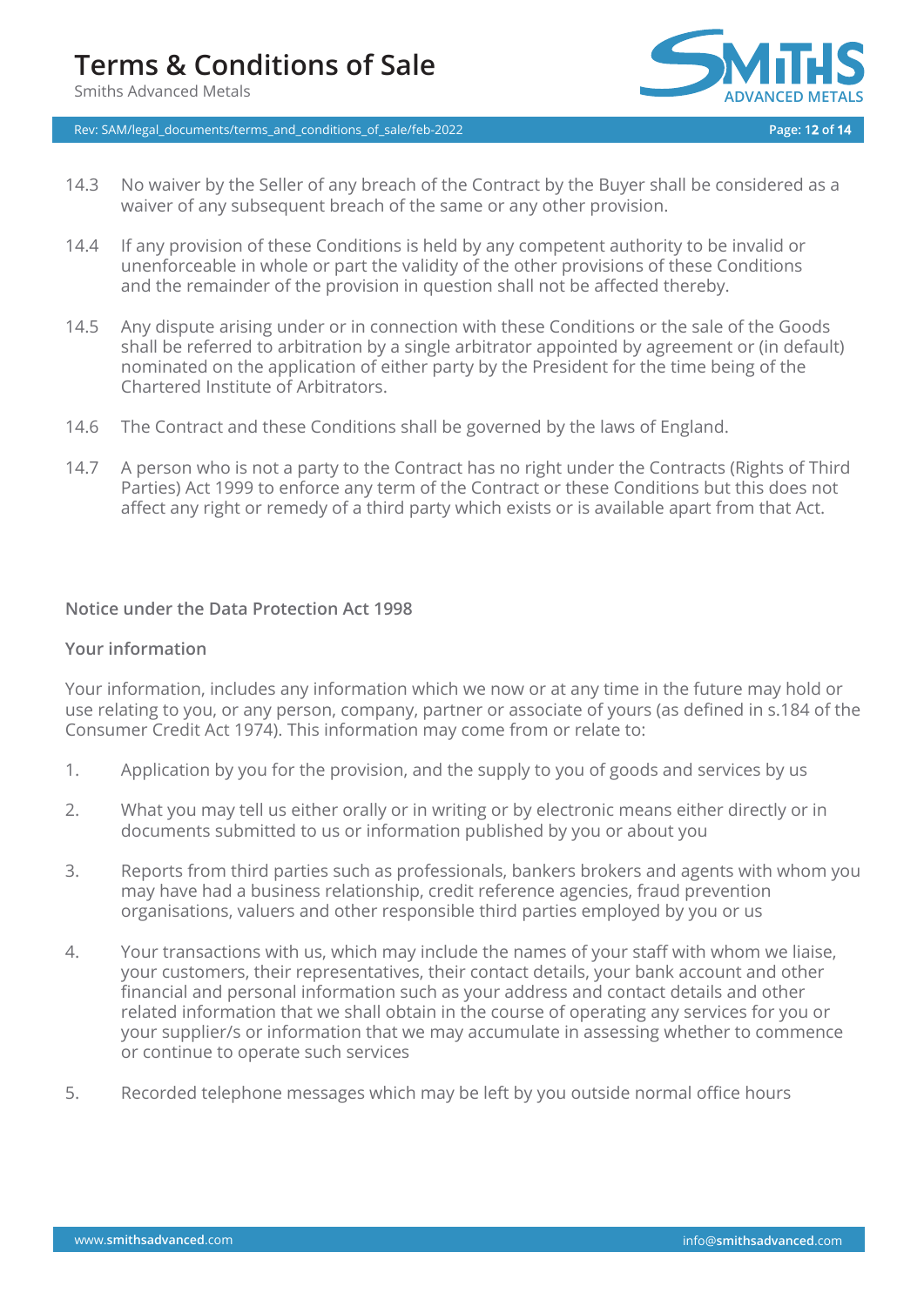14.3 No waiver by the Seller of any breach of the Contract by the Buyer shall be considered as a waiver of any subsequent breach of the same or any other provision.

14.4 If any provision of these Conditions is held by any competent authority to be invalid or unenforceable in whole or part the validity of the other provisions of these Conditions and the remainder of the provision in question shall not be affected thereby.

14.5 Any dispute arising under or in connection with these Conditions or the sale of the Goods shall be referred to arbitration by a single arbitrator appointed by agreement or (in default) nominated on the application of either party by the President for the time being of the Chartered Institute of Arbitrators.

14.6 The Contract and these Conditions shall be governed by the laws of England.

14.7 A person who is not a party to the Contract has no right under the Contracts (Rights of Third Parties) Act 1999 to enforce any term of the Contract or these Conditions but this does not affect any right or remedy of a third party which exists or is available apart from that Act.

### Notice under the Data Protection Act 1998

### Your information

Your information, includes any information which we now or at any time in the future may hold or use relating to you, or any person, company, partner or associate of yours (as defined in s.184 of the Consumer Credit Act 1974). This information may come from or relate to:

1. Application by you for the provision, and the supply to you of goods and services by us
2. What you may tell us either orally or in writing or by electronic means either directly or in documents submitted to us or information published by you or about you
3. Reports from third parties such as professionals, bankers brokers and agents with whom you may have had a business relationship, credit reference agencies, fraud prevention organisations, valuers and other responsible third parties employed by you or us
4. Your transactions with us, which may include the names of your staff with whom we liaise, your customers, their representatives, their contact details, your bank account and other financial and personal information such as your address and contact details and other related information that we shall obtain in the course of operating any services for you or your supplier/s or information that we may accumulate in assessing whether to commence or continue to operate such services
5. Recorded telephone messages which may be left by you outside normal office hours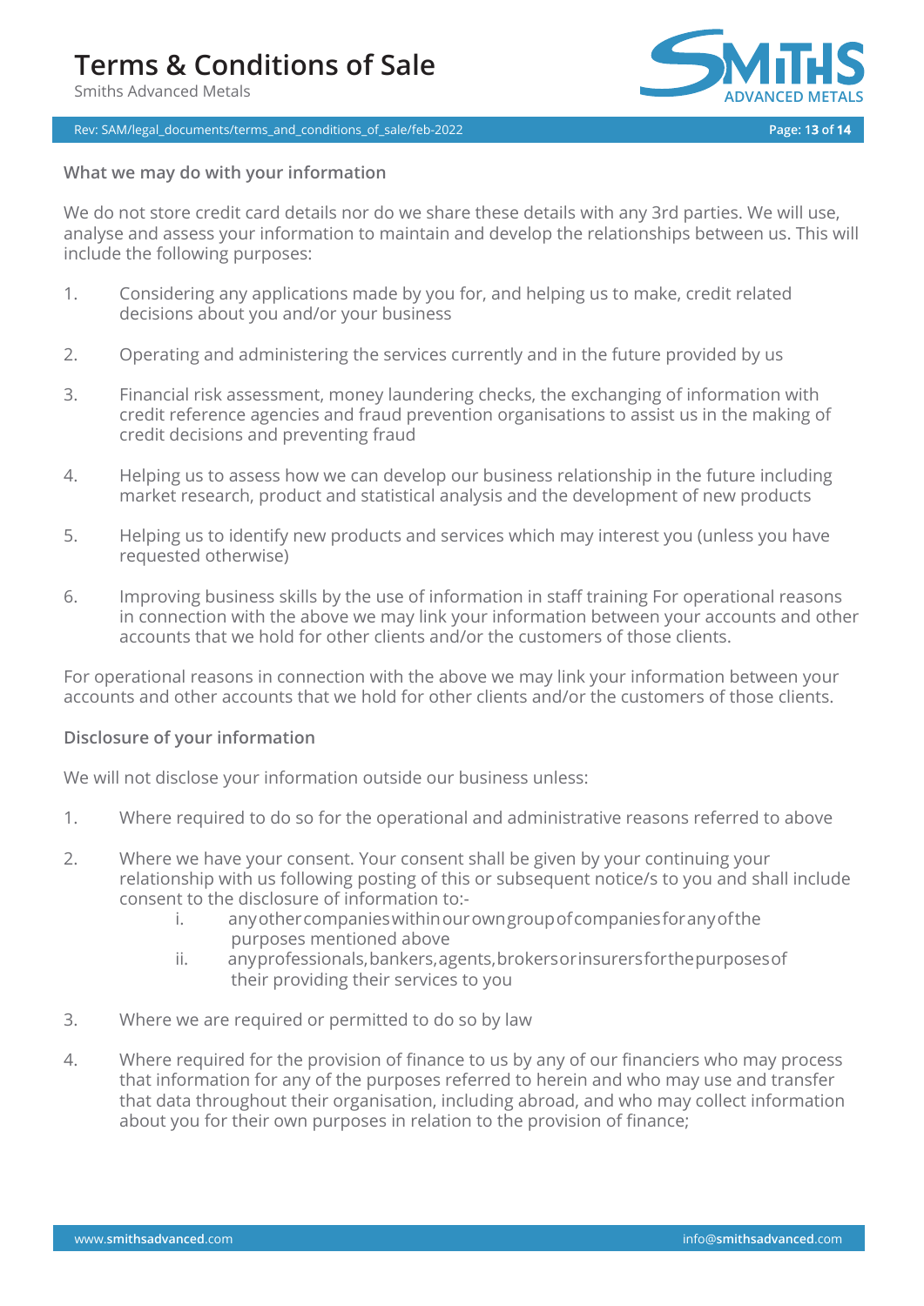### What we may do with your information

We do not store credit card details nor do we share these details with any 3rd parties. We will use, analyse and assess your information to maintain and develop the relationships between us. This will include the following purposes:

1. Considering any applications made by you for, and helping us to make, credit related decisions about you and/or your business

2. Operating and administering the services currently and in the future provided by us

3. Financial risk assessment, money laundering checks, the exchanging of information with credit reference agencies and fraud prevention organisations to assist us in the making of credit decisions and preventing fraud

4. Helping us to assess how we can develop our business relationship in the future including market research, product and statistical analysis and the development of new products

5. Helping us to identify new products and services which may interest you (unless you have requested otherwise)

6. Improving business skills by the use of information in staff training For operational reasons in connection with the above we may link your information between your accounts and other accounts that we hold for other clients and/or the customers of those clients.

For operational reasons in connection with the above we may link your information between your accounts and other accounts that we hold for other clients and/or the customers of those clients.

### Disclosure of your information

We will not disclose your information outside our business unless:

1. Where required to do so for the operational and administrative reasons referred to above

2. Where we have your consent. Your consent shall be given by your continuing your relationship with us following posting of this or subsequent notice/s to you and shall include consent to the disclosure of information to:-
   i. any other companies within our own group of companies for any of the purposes mentioned above
   ii. any professionals, bankers, agents, brokers or insurers for the purposes of their providing their services to you

3. Where we are required or permitted to do so by law

4. Where required for the provision of finance to us by any of our financiers who may process that information for any of the purposes referred to herein and who may use and transfer that data throughout their organisation, including abroad, and who may collect information about you for their own purposes in relation to the provision of finance;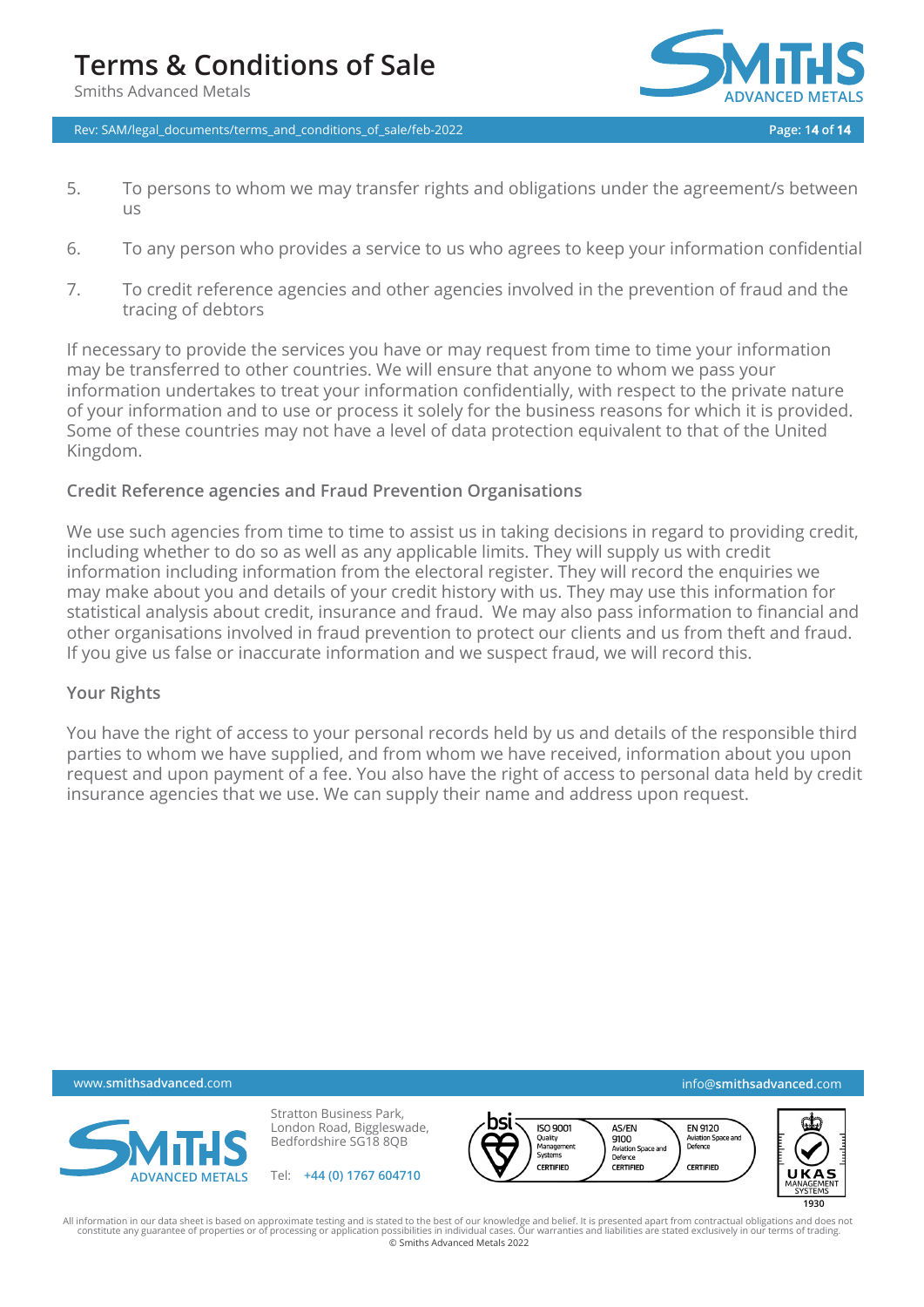5. To persons to whom we may transfer rights and obligations under the agreement/s between us

6. To any person who provides a service to us who agrees to keep your information confidential

7. To credit reference agencies and other agencies involved in the prevention of fraud and the tracing of debtors

If necessary to provide the services you have or may request from time to time your information may be transferred to other countries. We will ensure that anyone to whom we pass your information undertakes to treat your information confidentially, with respect to the private nature of your information and to use or process it solely for the business reasons for which it is provided. Some of these countries may not have a level of data protection equivalent to that of the United Kingdom.

### Credit Reference agencies and Fraud Prevention Organisations

We use such agencies from time to time to assist us in taking decisions in regard to providing credit, including whether to do so as well as any applicable limits. They will supply us with credit information including information from the electoral register. They will record the enquiries we may make about you and details of your credit history with us. They may use this information for statistical analysis about credit, insurance and fraud. We may also pass information to financial and other organisations involved in fraud prevention to protect our clients and us from theft and fraud. If you give us false or inaccurate information and we suspect fraud, we will record this.

### Your Rights

You have the right of access to your personal records held by us and details of the responsible third parties to whom we have supplied, and from whom we have received, information about you upon request and upon payment of a fee. You also have the right of access to personal data held by credit insurance agencies that we use. We can supply their name and address upon request.